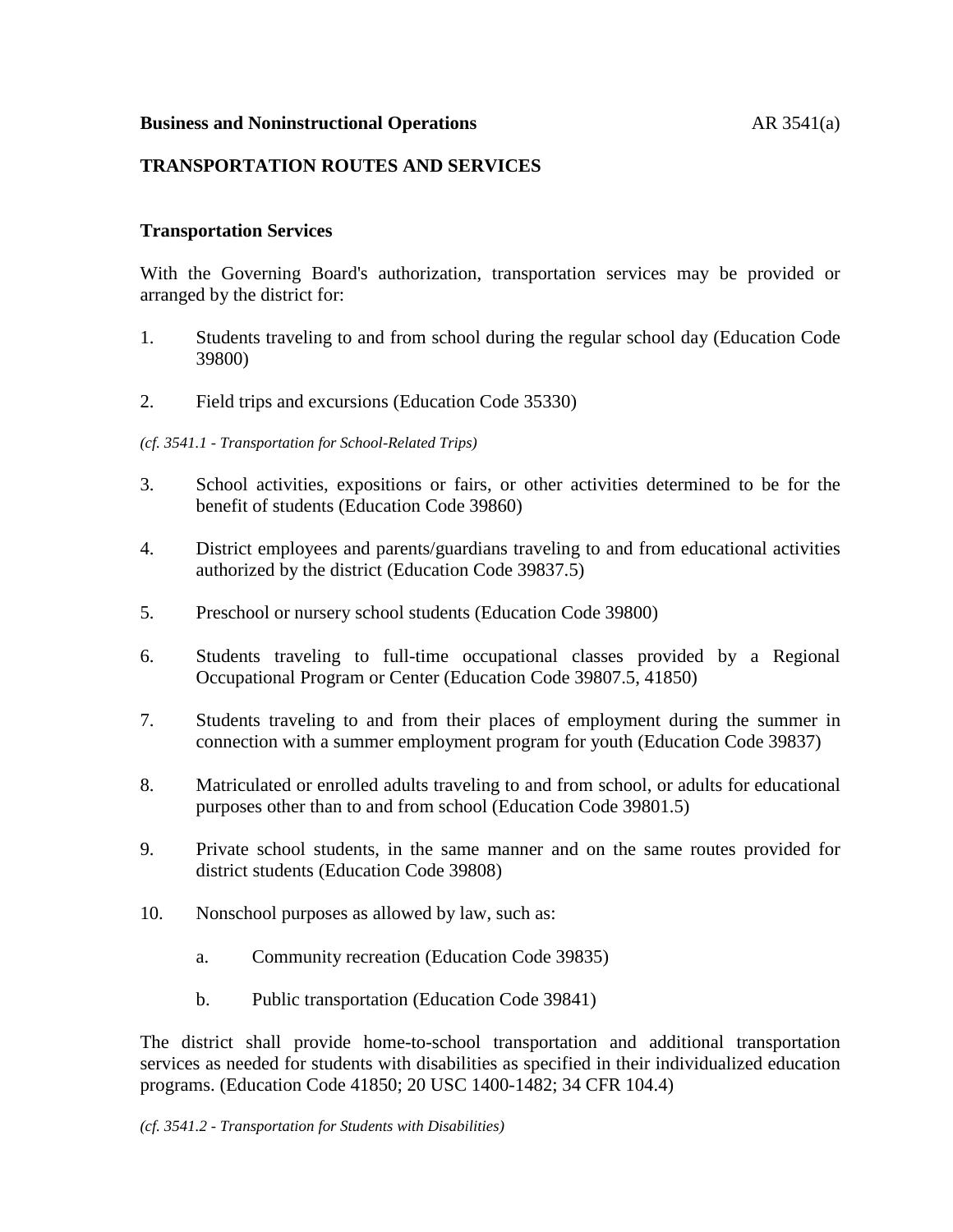**Business and Noninstructional Operations** AR 3541(a)

## TRANSPORTATION ROUTES AND SERVICES

### Transportation Services

With the Governing Board's authorization, transportation services may be provided or arranged by the district for:

1. Students traveling to and from school during the regular school day (Education Code 39800)

2. Field trips and excursions (Education Code 35330)

*(cf. 3541.1 - Transportation for School-Related Trips)*

3. School activities, expositions or fairs, or other activities determined to be for the benefit of students (Education Code 39860)

4. District employees and parents/guardians traveling to and from educational activities authorized by the district (Education Code 39837.5)

5. Preschool or nursery school students (Education Code 39800)

6. Students traveling to full-time occupational classes provided by a Regional Occupational Program or Center (Education Code 39807.5, 41850)

7. Students traveling to and from their places of employment during the summer in connection with a summer employment program for youth (Education Code 39837)

8. Matriculated or enrolled adults traveling to and from school, or adults for educational purposes other than to and from school (Education Code 39801.5)

9. Private school students, in the same manner and on the same routes provided for district students (Education Code 39808)

10. Nonschool purposes as allowed by law, such as:

    a. Community recreation (Education Code 39835)

    b. Public transportation (Education Code 39841)

The district shall provide home-to-school transportation and additional transportation services as needed for students with disabilities as specified in their individualized education programs. (Education Code 41850; 20 USC 1400-1482; 34 CFR 104.4)

*(cf. 3541.2 - Transportation for Students with Disabilities)*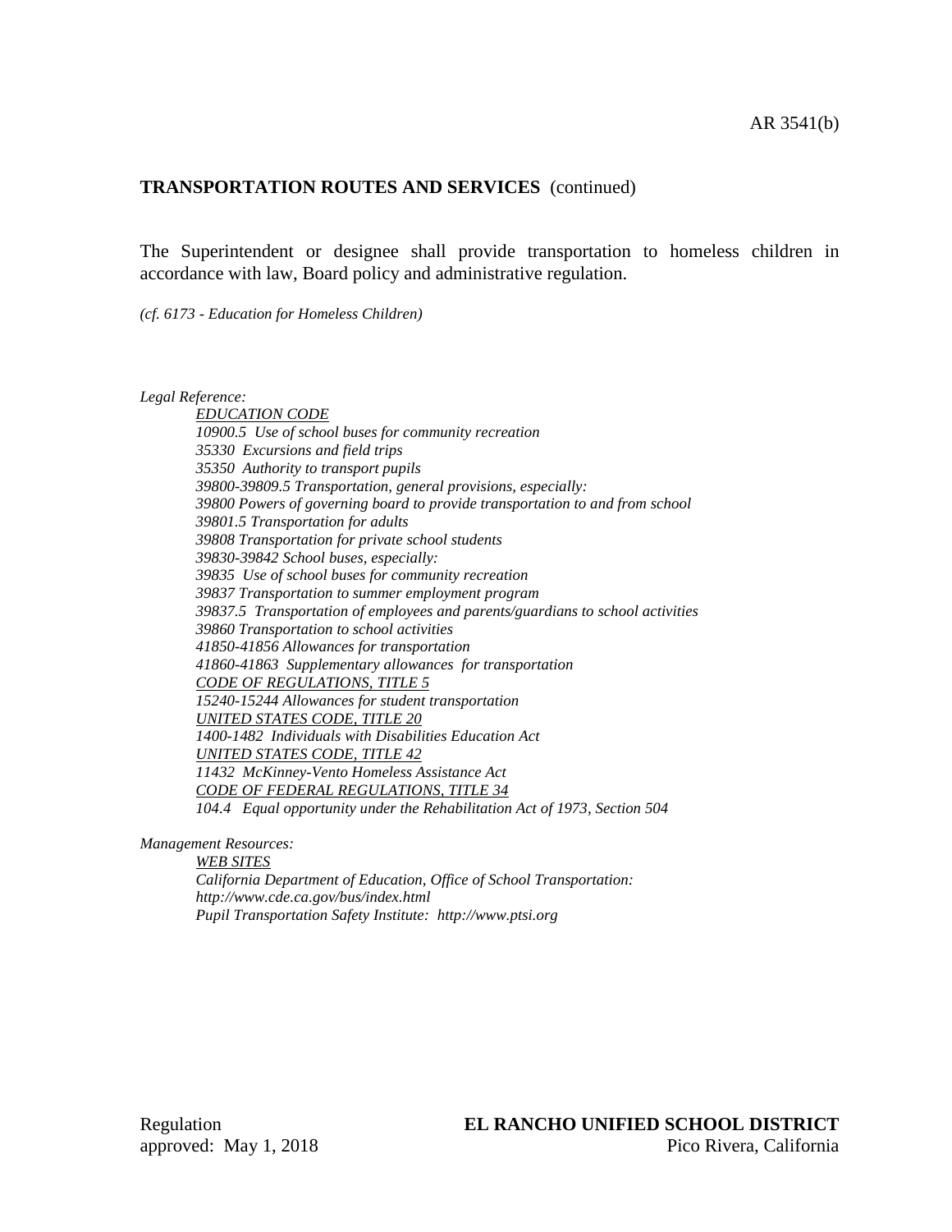**TRANSPORTATION ROUTES AND SERVICES** (continued)

The Superintendent or designee shall provide transportation to homeless children in accordance with law, Board policy and administrative regulation.

*(cf. 6173 - Education for Homeless Children)*

*Legal Reference:*

*EDUCATION CODE*
*10900.5 Use of school buses for community recreation*
*35330 Excursions and field trips*
*35350 Authority to transport pupils*
*39800-39809.5 Transportation, general provisions, especially:*
*39800 Powers of governing board to provide transportation to and from school*
*39801.5 Transportation for adults*
*39808 Transportation for private school students*
*39830-39842 School buses, especially:*
*39835 Use of school buses for community recreation*
*39837 Transportation to summer employment program*
*39837.5 Transportation of employees and parents/guardians to school activities*
*39860 Transportation to school activities*
*41850-41856 Allowances for transportation*
*41860-41863 Supplementary allowances for transportation*
*CODE OF REGULATIONS, TITLE 5*
*15240-15244 Allowances for student transportation*
*UNITED STATES CODE, TITLE 20*
*1400-1482 Individuals with Disabilities Education Act*
*UNITED STATES CODE, TITLE 42*
*11432 McKinney-Vento Homeless Assistance Act*
*CODE OF FEDERAL REGULATIONS, TITLE 34*
*104.4 Equal opportunity under the Rehabilitation Act of 1973, Section 504*

*Management Resources:*

*WEB SITES*
*California Department of Education, Office of School Transportation: http://www.cde.ca.gov/bus/index.html*
*Pupil Transportation Safety Institute: http://www.ptsi.org*

Regulation
approved: May 1, 2018

**EL RANCHO UNIFIED SCHOOL DISTRICT**
Pico Rivera, California